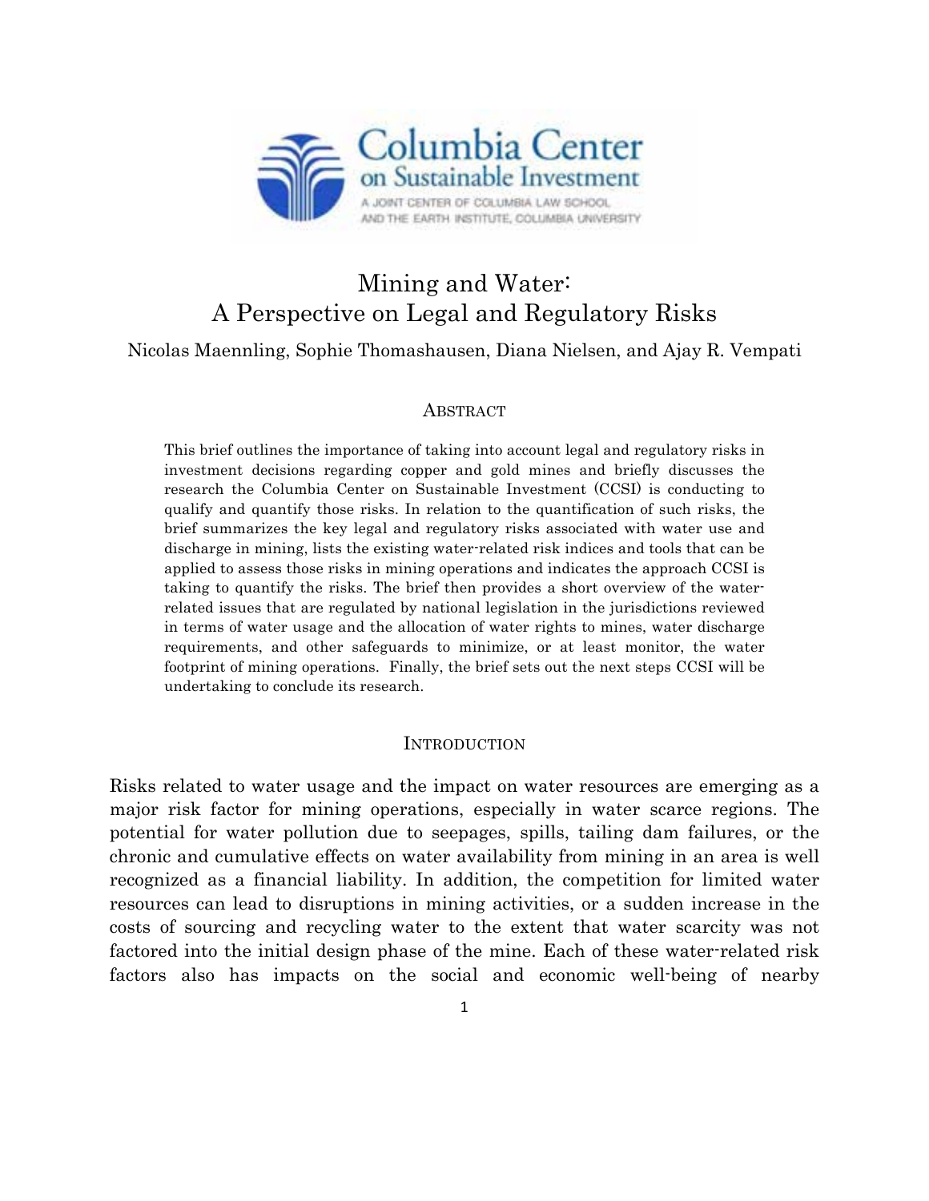# Mining and Water: A Perspective on Legal and Regulatory Risks

Nicolas Maennling, Sophie Thomashausen, Diana Nielsen, and Ajay R. Vempati

## Abstract

This brief outlines the importance of taking into account legal and regulatory risks in investment decisions regarding copper and gold mines and briefly discusses the research the Columbia Center on Sustainable Investment (CCSI) is conducting to qualify and quantify those risks. In relation to the quantification of such risks, the brief summarizes the key legal and regulatory risks associated with water use and discharge in mining, lists the existing water-related risk indices and tools that can be applied to assess those risks in mining operations and indicates the approach CCSI is taking to quantify the risks. The brief then provides a short overview of the water-related issues that are regulated by national legislation in the jurisdictions reviewed in terms of water usage and the allocation of water rights to mines, water discharge requirements, and other safeguards to minimize, or at least monitor, the water footprint of mining operations. Finally, the brief sets out the next steps CCSI will be undertaking to conclude its research.

## Introduction

Risks related to water usage and the impact on water resources are emerging as a major risk factor for mining operations, especially in water scarce regions. The potential for water pollution due to seepages, spills, tailing dam failures, or the chronic and cumulative effects on water availability from mining in an area is well recognized as a financial liability. In addition, the competition for limited water resources can lead to disruptions in mining activities, or a sudden increase in the costs of sourcing and recycling water to the extent that water scarcity was not factored into the initial design phase of the mine. Each of these water-related risk factors also has impacts on the social and economic well-being of nearby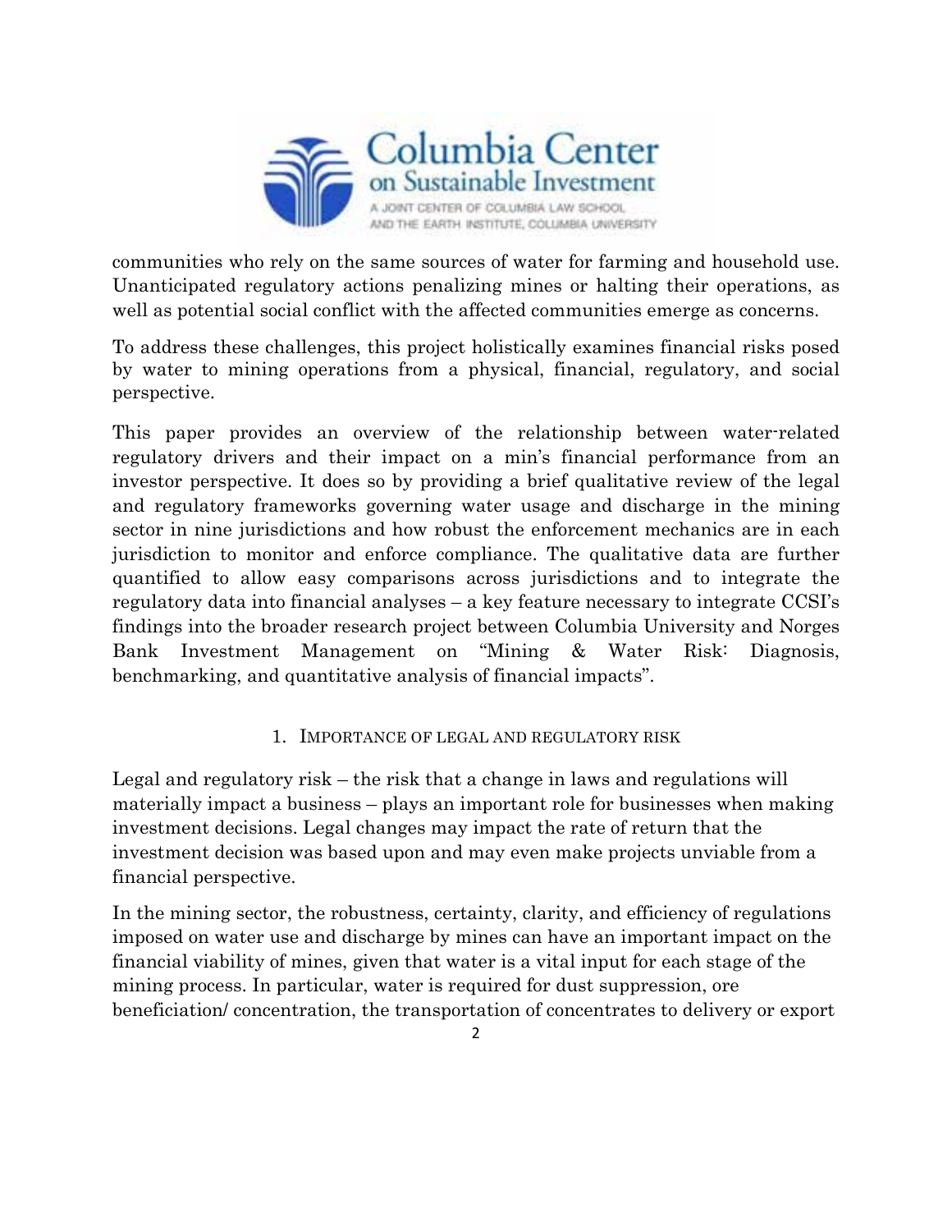communities who rely on the same sources of water for farming and household use. Unanticipated regulatory actions penalizing mines or halting their operations, as well as potential social conflict with the affected communities emerge as concerns.

To address these challenges, this project holistically examines financial risks posed by water to mining operations from a physical, financial, regulatory, and social perspective.

This paper provides an overview of the relationship between water-related regulatory drivers and their impact on a min's financial performance from an investor perspective. It does so by providing a brief qualitative review of the legal and regulatory frameworks governing water usage and discharge in the mining sector in nine jurisdictions and how robust the enforcement mechanics are in each jurisdiction to monitor and enforce compliance. The qualitative data are further quantified to allow easy comparisons across jurisdictions and to integrate the regulatory data into financial analyses – a key feature necessary to integrate CCSI's findings into the broader research project between Columbia University and Norges Bank Investment Management on "Mining & Water Risk: Diagnosis, benchmarking, and quantitative analysis of financial impacts".

## 1. Importance of legal and regulatory risk

Legal and regulatory risk – the risk that a change in laws and regulations will materially impact a business – plays an important role for businesses when making investment decisions. Legal changes may impact the rate of return that the investment decision was based upon and may even make projects unviable from a financial perspective.

In the mining sector, the robustness, certainty, clarity, and efficiency of regulations imposed on water use and discharge by mines can have an important impact on the financial viability of mines, given that water is a vital input for each stage of the mining process. In particular, water is required for dust suppression, ore beneficiation/ concentration, the transportation of concentrates to delivery or export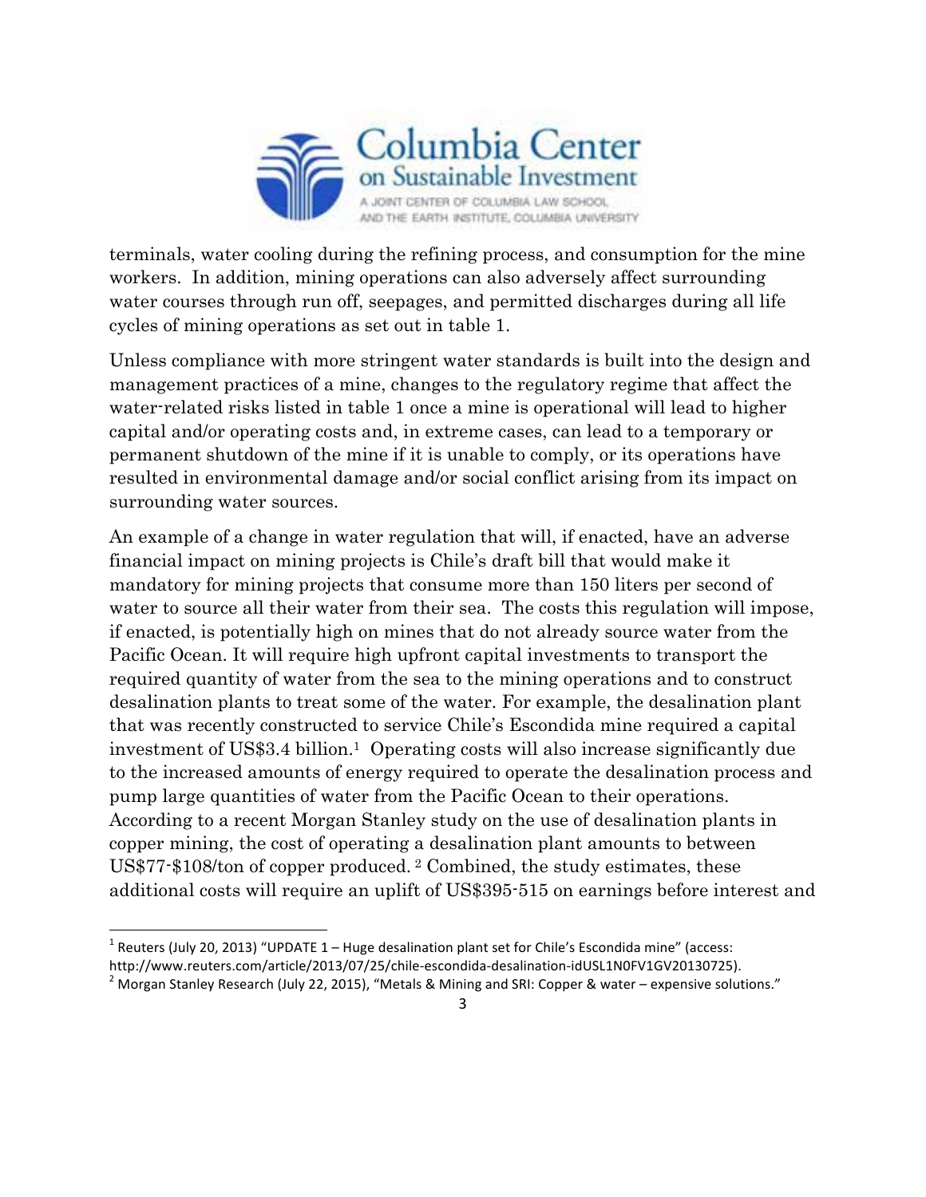terminals, water cooling during the refining process, and consumption for the mine workers. In addition, mining operations can also adversely affect surrounding water courses through run off, seepages, and permitted discharges during all life cycles of mining operations as set out in table 1.

Unless compliance with more stringent water standards is built into the design and management practices of a mine, changes to the regulatory regime that affect the water-related risks listed in table 1 once a mine is operational will lead to higher capital and/or operating costs and, in extreme cases, can lead to a temporary or permanent shutdown of the mine if it is unable to comply, or its operations have resulted in environmental damage and/or social conflict arising from its impact on surrounding water sources.

An example of a change in water regulation that will, if enacted, have an adverse financial impact on mining projects is Chile's draft bill that would make it mandatory for mining projects that consume more than 150 liters per second of water to source all their water from their sea. The costs this regulation will impose, if enacted, is potentially high on mines that do not already source water from the Pacific Ocean. It will require high upfront capital investments to transport the required quantity of water from the sea to the mining operations and to construct desalination plants to treat some of the water. For example, the desalination plant that was recently constructed to service Chile's Escondida mine required a capital investment of US$3.4 billion.[1] Operating costs will also increase significantly due to the increased amounts of energy required to operate the desalination process and pump large quantities of water from the Pacific Ocean to their operations. According to a recent Morgan Stanley study on the use of desalination plants in copper mining, the cost of operating a desalination plant amounts to between US$77-$108/ton of copper produced.[2] Combined, the study estimates, these additional costs will require an uplift of US$395-515 on earnings before interest and

---

[1] Reuters (July 20, 2013) "UPDATE 1 – Huge desalination plant set for Chile's Escondida mine" (access: http://www.reuters.com/article/2013/07/25/chile-escondida-desalination-idUSL1N0FV1GV20130725).

[2] Morgan Stanley Research (July 22, 2015), "Metals & Mining and SRI: Copper & water – expensive solutions."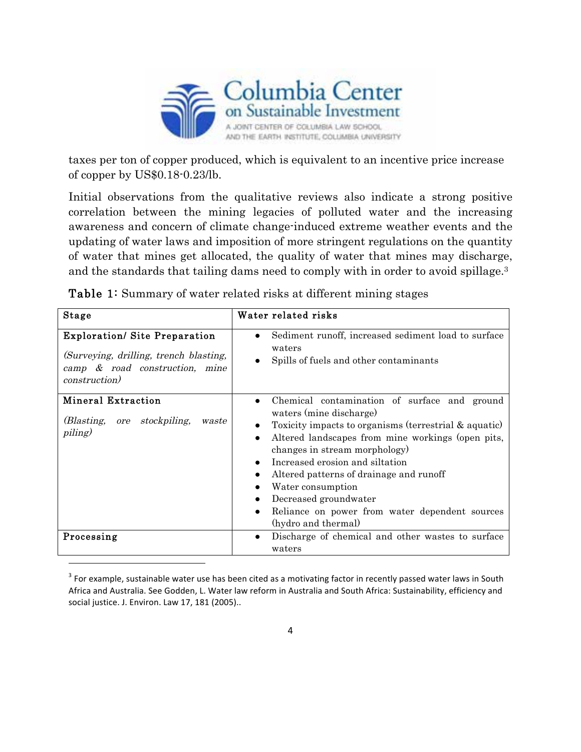taxes per ton of copper produced, which is equivalent to an incentive price increase of copper by US$0.18-0.23/lb.

Initial observations from the qualitative reviews also indicate a strong positive correlation between the mining legacies of polluted water and the increasing awareness and concern of climate change-induced extreme weather events and the updating of water laws and imposition of more stringent regulations on the quantity of water that mines get allocated, the quality of water that mines may discharge, and the standards that tailing dams need to comply with in order to avoid spillage.[3]

**Table 1:** Summary of water related risks at different mining stages

| Stage | Water related risks |
|---|---|
| **Exploration/ Site Preparation**<br>*(Surveying, drilling, trench blasting, camp & road construction, mine construction)* | • Sediment runoff, increased sediment load to surface waters<br>• Spills of fuels and other contaminants |
| **Mineral Extraction**<br>*(Blasting, ore stockpiling, waste piling)* | • Chemical contamination of surface and ground waters (mine discharge)<br>• Toxicity impacts to organisms (terrestrial & aquatic)<br>• Altered landscapes from mine workings (open pits, changes in stream morphology)<br>• Increased erosion and siltation<br>• Altered patterns of drainage and runoff<br>• Water consumption<br>• Decreased groundwater<br>• Reliance on power from water dependent sources (hydro and thermal) |
| **Processing** | • Discharge of chemical and other wastes to surface waters |

[3] For example, sustainable water use has been cited as a motivating factor in recently passed water laws in South Africa and Australia. See Godden, L. Water law reform in Australia and South Africa: Sustainability, efficiency and social justice. J. Environ. Law 17, 181 (2005)..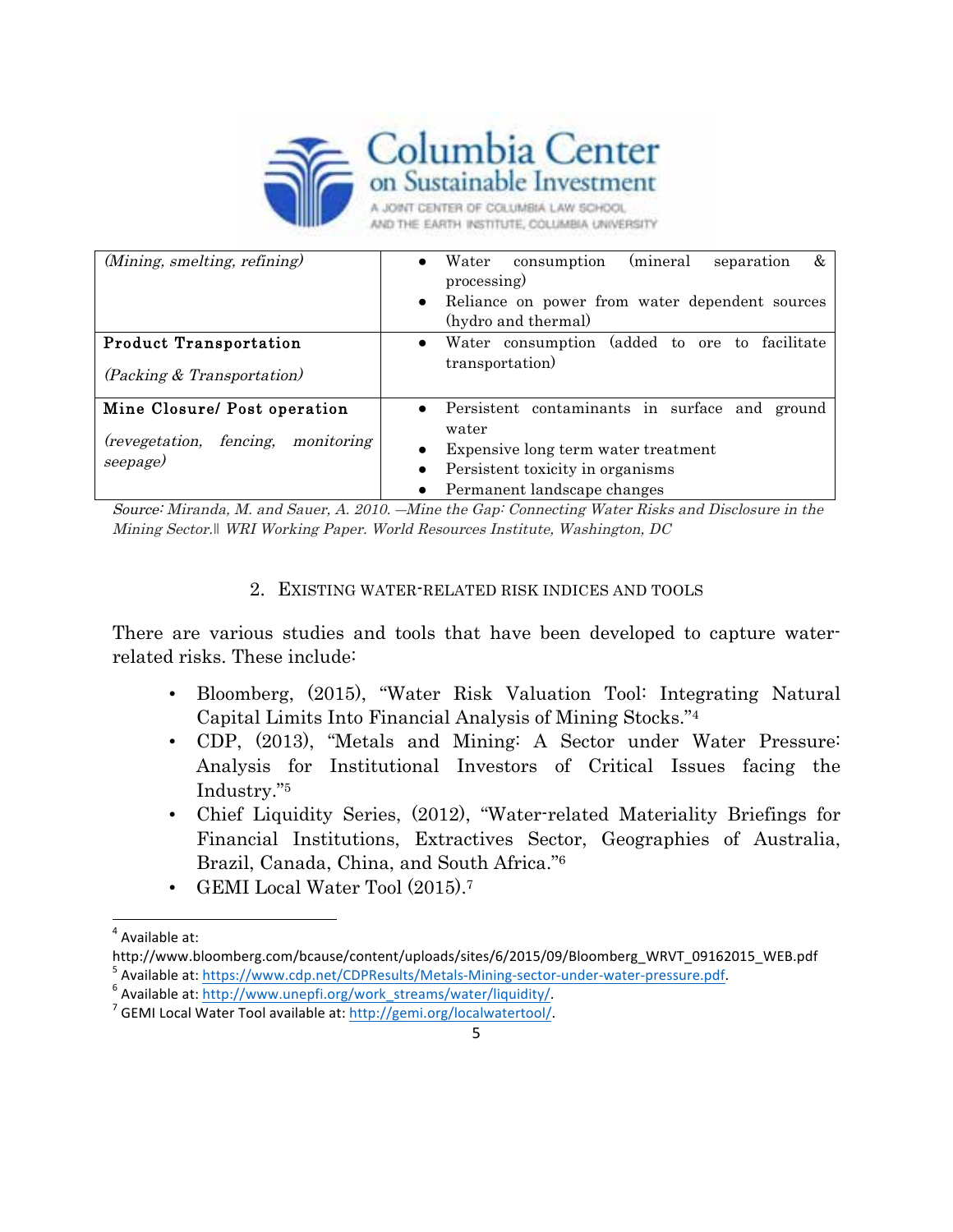| | |
|---|---|
| *(Mining, smelting, refining)* | • Water consumption (mineral separation & processing)<br>• Reliance on power from water dependent sources (hydro and thermal) |
| **Product Transportation**<br><br>*(Packing & Transportation)* | • Water consumption (added to ore to facilitate transportation) |
| **Mine Closure/ Post operation**<br><br>*(revegetation, fencing, monitoring seepage)* | • Persistent contaminants in surface and ground water<br>• Expensive long term water treatment<br>• Persistent toxicity in organisms<br>• Permanent landscape changes |

*Source: Miranda, M. and Sauer, A. 2010. —Mine the Gap: Connecting Water Risks and Disclosure in the Mining Sector.‖ WRI Working Paper. World Resources Institute, Washington, DC*

## 2. Existing water-related risk indices and tools

There are various studies and tools that have been developed to capture water-related risks. These include:

- Bloomberg, (2015), "Water Risk Valuation Tool: Integrating Natural Capital Limits Into Financial Analysis of Mining Stocks."[4]
- CDP, (2013), "Metals and Mining: A Sector under Water Pressure: Analysis for Institutional Investors of Critical Issues facing the Industry."[5]
- Chief Liquidity Series, (2012), "Water-related Materiality Briefings for Financial Institutions, Extractives Sector, Geographies of Australia, Brazil, Canada, China, and South Africa."[6]
- GEMI Local Water Tool (2015).[7]

---

[4] Available at: http://www.bloomberg.com/bcause/content/uploads/sites/6/2015/09/Bloomberg_WRVT_09162015_WEB.pdf

[5] Available at: https://www.cdp.net/CDPResults/Metals-Mining-sector-under-water-pressure.pdf.

[6] Available at: http://www.unepfi.org/work_streams/water/liquidity/.

[7] GEMI Local Water Tool available at: http://gemi.org/localwatertool/.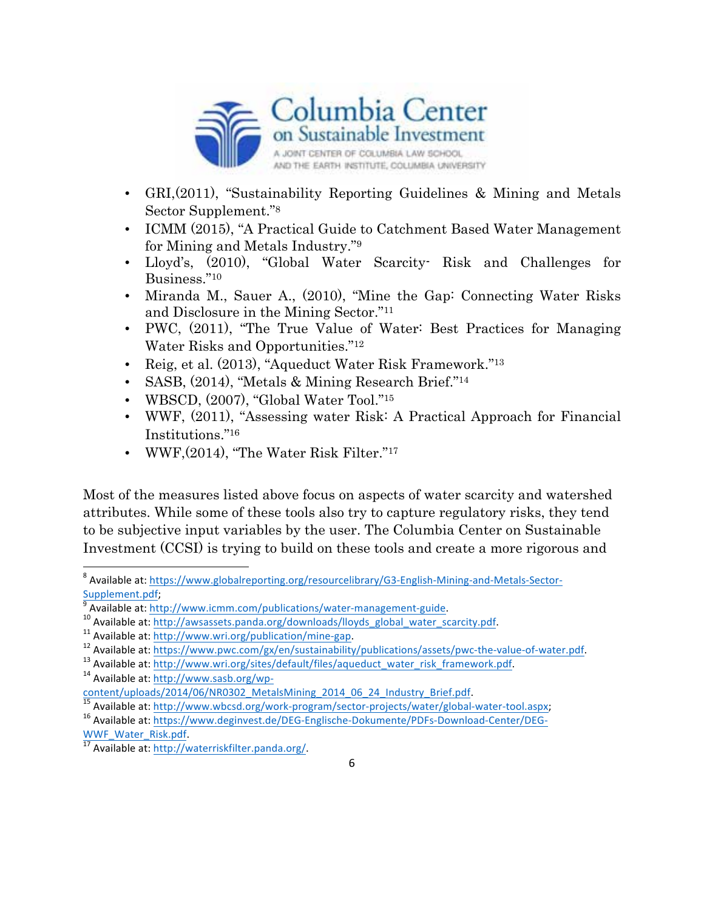- GRI,(2011), "Sustainability Reporting Guidelines & Mining and Metals Sector Supplement."[8]
- ICMM (2015), "A Practical Guide to Catchment Based Water Management for Mining and Metals Industry."[9]
- Lloyd's, (2010), "Global Water Scarcity- Risk and Challenges for Business."[10]
- Miranda M., Sauer A., (2010), "Mine the Gap: Connecting Water Risks and Disclosure in the Mining Sector."[11]
- PWC, (2011), "The True Value of Water: Best Practices for Managing Water Risks and Opportunities."[12]
- Reig, et al. (2013), "Aqueduct Water Risk Framework."[13]
- SASB, (2014), "Metals & Mining Research Brief."[14]
- WBSCD, (2007), "Global Water Tool."[15]
- WWF, (2011), "Assessing water Risk: A Practical Approach for Financial Institutions."[16]
- WWF,(2014), "The Water Risk Filter."[17]

Most of the measures listed above focus on aspects of water scarcity and watershed attributes. While some of these tools also try to capture regulatory risks, they tend to be subjective input variables by the user. The Columbia Center on Sustainable Investment (CCSI) is trying to build on these tools and create a more rigorous and

---

[8] Available at: https://www.globalreporting.org/resourcelibrary/G3-English-Mining-and-Metals-Sector-Supplement.pdf;

[9] Available at: http://www.icmm.com/publications/water-management-guide.

[10] Available at: http://awsassets.panda.org/downloads/lloyds_global_water_scarcity.pdf.

[11] Available at: http://www.wri.org/publication/mine-gap.

[12] Available at: https://www.pwc.com/gx/en/sustainability/publications/assets/pwc-the-value-of-water.pdf.

[13] Available at: http://www.wri.org/sites/default/files/aqueduct_water_risk_framework.pdf.

[14] Available at: http://www.sasb.org/wp-content/uploads/2014/06/NR0302_MetalsMining_2014_06_24_Industry_Brief.pdf.

[15] Available at: http://www.wbcsd.org/work-program/sector-projects/water/global-water-tool.aspx;

[16] Available at: https://www.deginvest.de/DEG-Englische-Dokumente/PDFs-Download-Center/DEG-WWF_Water_Risk.pdf.

[17] Available at: http://waterriskfilter.panda.org/.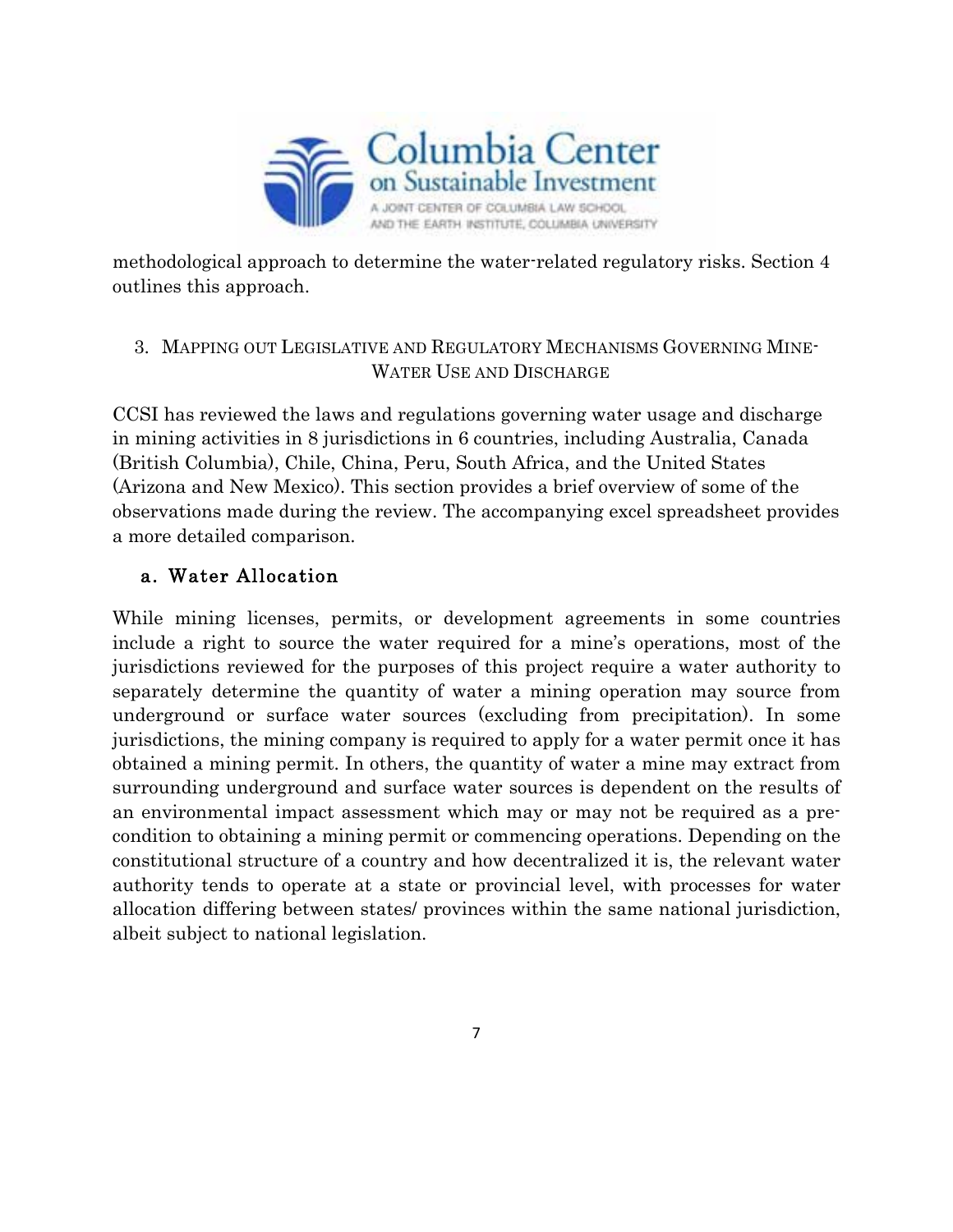methodological approach to determine the water-related regulatory risks. Section 4 outlines this approach.

## 3. Mapping out Legislative and Regulatory Mechanisms Governing Mine-Water Use and Discharge

CCSI has reviewed the laws and regulations governing water usage and discharge in mining activities in 8 jurisdictions in 6 countries, including Australia, Canada (British Columbia), Chile, China, Peru, South Africa, and the United States (Arizona and New Mexico). This section provides a brief overview of some of the observations made during the review. The accompanying excel spreadsheet provides a more detailed comparison.

### a. Water Allocation

While mining licenses, permits, or development agreements in some countries include a right to source the water required for a mine's operations, most of the jurisdictions reviewed for the purposes of this project require a water authority to separately determine the quantity of water a mining operation may source from underground or surface water sources (excluding from precipitation). In some jurisdictions, the mining company is required to apply for a water permit once it has obtained a mining permit. In others, the quantity of water a mine may extract from surrounding underground and surface water sources is dependent on the results of an environmental impact assessment which may or may not be required as a pre-condition to obtaining a mining permit or commencing operations. Depending on the constitutional structure of a country and how decentralized it is, the relevant water authority tends to operate at a state or provincial level, with processes for water allocation differing between states/ provinces within the same national jurisdiction, albeit subject to national legislation.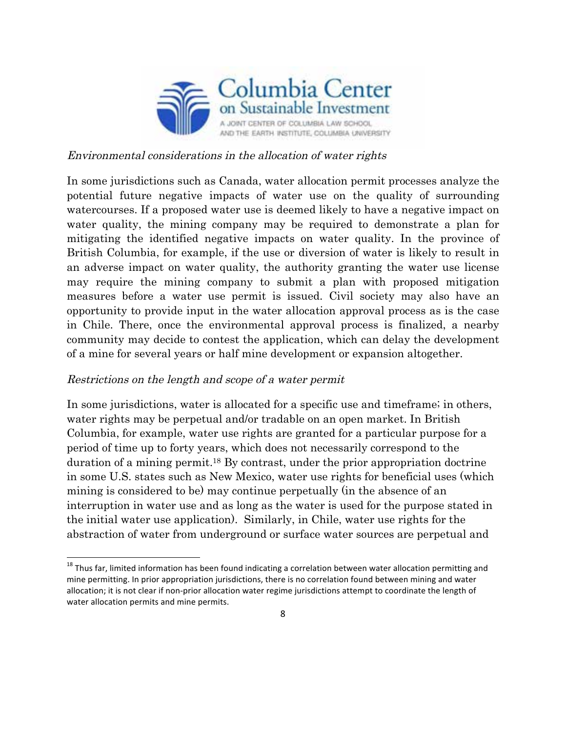*Environmental considerations in the allocation of water rights*

In some jurisdictions such as Canada, water allocation permit processes analyze the potential future negative impacts of water use on the quality of surrounding watercourses. If a proposed water use is deemed likely to have a negative impact on water quality, the mining company may be required to demonstrate a plan for mitigating the identified negative impacts on water quality. In the province of British Columbia, for example, if the use or diversion of water is likely to result in an adverse impact on water quality, the authority granting the water use license may require the mining company to submit a plan with proposed mitigation measures before a water use permit is issued. Civil society may also have an opportunity to provide input in the water allocation approval process as is the case in Chile. There, once the environmental approval process is finalized, a nearby community may decide to contest the application, which can delay the development of a mine for several years or half mine development or expansion altogether.

*Restrictions on the length and scope of a water permit*

In some jurisdictions, water is allocated for a specific use and timeframe; in others, water rights may be perpetual and/or tradable on an open market. In British Columbia, for example, water use rights are granted for a particular purpose for a period of time up to forty years, which does not necessarily correspond to the duration of a mining permit.[18] By contrast, under the prior appropriation doctrine in some U.S. states such as New Mexico, water use rights for beneficial uses (which mining is considered to be) may continue perpetually (in the absence of an interruption in water use and as long as the water is used for the purpose stated in the initial water use application). Similarly, in Chile, water use rights for the abstraction of water from underground or surface water sources are perpetual and

[18] Thus far, limited information has been found indicating a correlation between water allocation permitting and mine permitting. In prior appropriation jurisdictions, there is no correlation found between mining and water allocation; it is not clear if non-prior allocation water regime jurisdictions attempt to coordinate the length of water allocation permits and mine permits.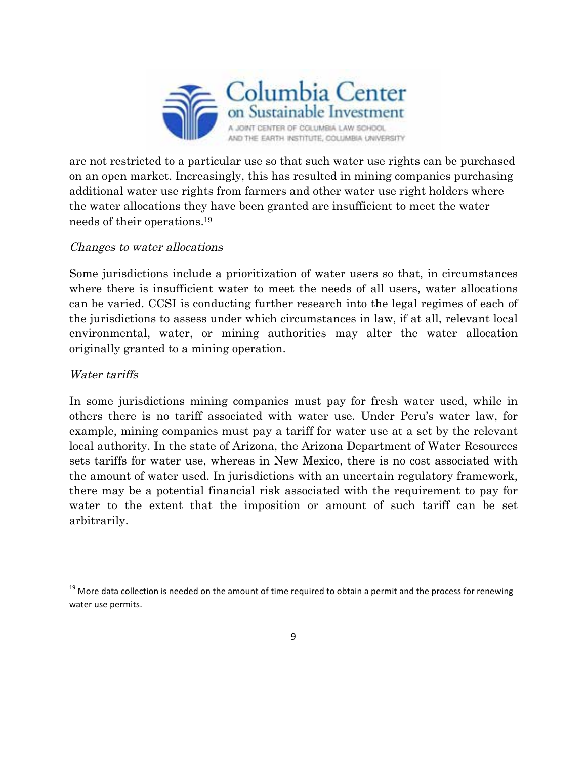are not restricted to a particular use so that such water use rights can be purchased on an open market. Increasingly, this has resulted in mining companies purchasing additional water use rights from farmers and other water use right holders where the water allocations they have been granted are insufficient to meet the water needs of their operations.[19]

*Changes to water allocations*

Some jurisdictions include a prioritization of water users so that, in circumstances where there is insufficient water to meet the needs of all users, water allocations can be varied. CCSI is conducting further research into the legal regimes of each of the jurisdictions to assess under which circumstances in law, if at all, relevant local environmental, water, or mining authorities may alter the water allocation originally granted to a mining operation.

*Water tariffs*

In some jurisdictions mining companies must pay for fresh water used, while in others there is no tariff associated with water use. Under Peru's water law, for example, mining companies must pay a tariff for water use at a set by the relevant local authority. In the state of Arizona, the Arizona Department of Water Resources sets tariffs for water use, whereas in New Mexico, there is no cost associated with the amount of water used. In jurisdictions with an uncertain regulatory framework, there may be a potential financial risk associated with the requirement to pay for water to the extent that the imposition or amount of such tariff can be set arbitrarily.

[19] More data collection is needed on the amount of time required to obtain a permit and the process for renewing water use permits.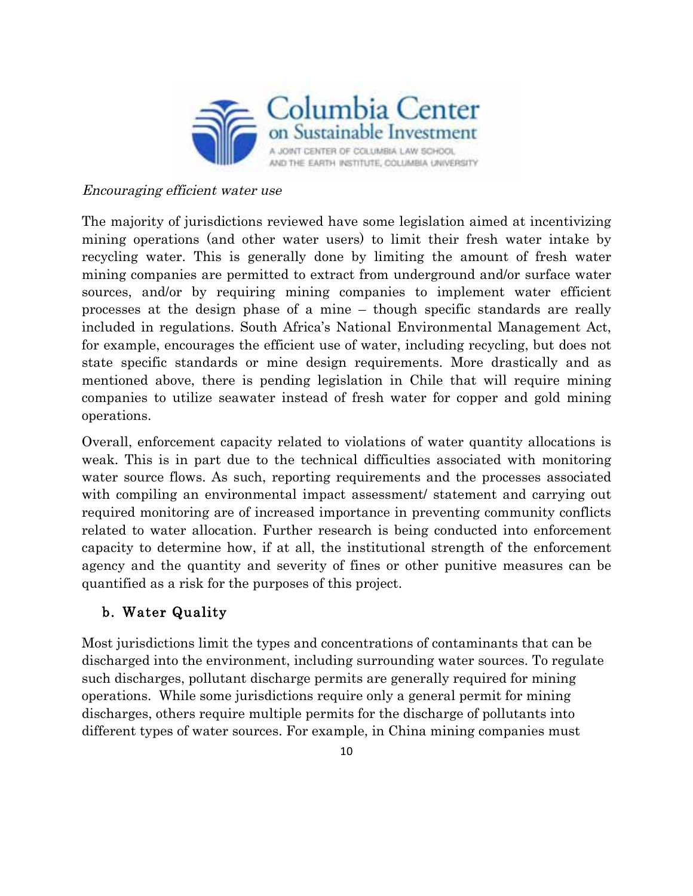*Encouraging efficient water use*

The majority of jurisdictions reviewed have some legislation aimed at incentivizing mining operations (and other water users) to limit their fresh water intake by recycling water. This is generally done by limiting the amount of fresh water mining companies are permitted to extract from underground and/or surface water sources, and/or by requiring mining companies to implement water efficient processes at the design phase of a mine – though specific standards are really included in regulations. South Africa's National Environmental Management Act, for example, encourages the efficient use of water, including recycling, but does not state specific standards or mine design requirements. More drastically and as mentioned above, there is pending legislation in Chile that will require mining companies to utilize seawater instead of fresh water for copper and gold mining operations.

Overall, enforcement capacity related to violations of water quantity allocations is weak. This is in part due to the technical difficulties associated with monitoring water source flows. As such, reporting requirements and the processes associated with compiling an environmental impact assessment/ statement and carrying out required monitoring are of increased importance in preventing community conflicts related to water allocation. Further research is being conducted into enforcement capacity to determine how, if at all, the institutional strength of the enforcement agency and the quantity and severity of fines or other punitive measures can be quantified as a risk for the purposes of this project.

## b. Water Quality

Most jurisdictions limit the types and concentrations of contaminants that can be discharged into the environment, including surrounding water sources. To regulate such discharges, pollutant discharge permits are generally required for mining operations. While some jurisdictions require only a general permit for mining discharges, others require multiple permits for the discharge of pollutants into different types of water sources. For example, in China mining companies must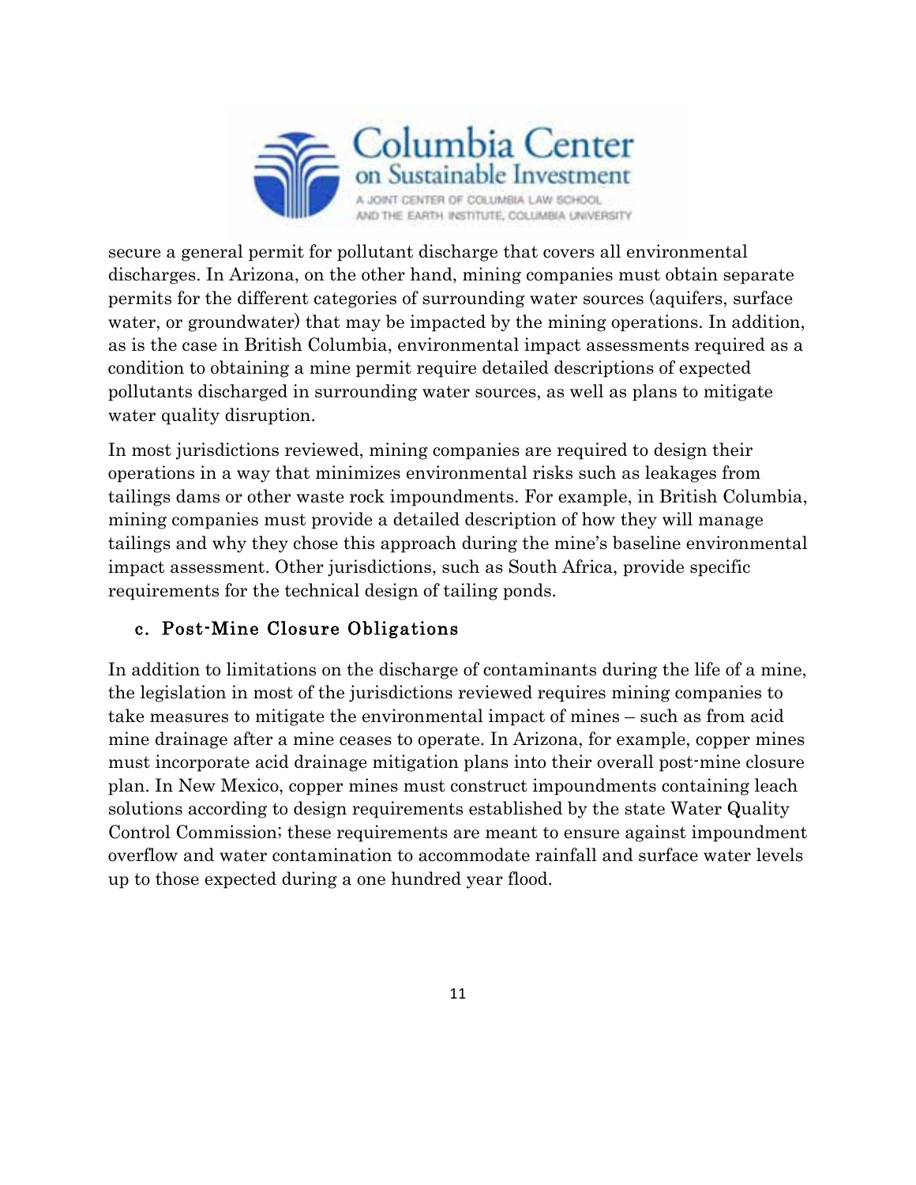secure a general permit for pollutant discharge that covers all environmental discharges. In Arizona, on the other hand, mining companies must obtain separate permits for the different categories of surrounding water sources (aquifers, surface water, or groundwater) that may be impacted by the mining operations. In addition, as is the case in British Columbia, environmental impact assessments required as a condition to obtaining a mine permit require detailed descriptions of expected pollutants discharged in surrounding water sources, as well as plans to mitigate water quality disruption.

In most jurisdictions reviewed, mining companies are required to design their operations in a way that minimizes environmental risks such as leakages from tailings dams or other waste rock impoundments. For example, in British Columbia, mining companies must provide a detailed description of how they will manage tailings and why they chose this approach during the mine's baseline environmental impact assessment. Other jurisdictions, such as South Africa, provide specific requirements for the technical design of tailing ponds.

### c. Post-Mine Closure Obligations

In addition to limitations on the discharge of contaminants during the life of a mine, the legislation in most of the jurisdictions reviewed requires mining companies to take measures to mitigate the environmental impact of mines – such as from acid mine drainage after a mine ceases to operate. In Arizona, for example, copper mines must incorporate acid drainage mitigation plans into their overall post-mine closure plan. In New Mexico, copper mines must construct impoundments containing leach solutions according to design requirements established by the state Water Quality Control Commission; these requirements are meant to ensure against impoundment overflow and water contamination to accommodate rainfall and surface water levels up to those expected during a one hundred year flood.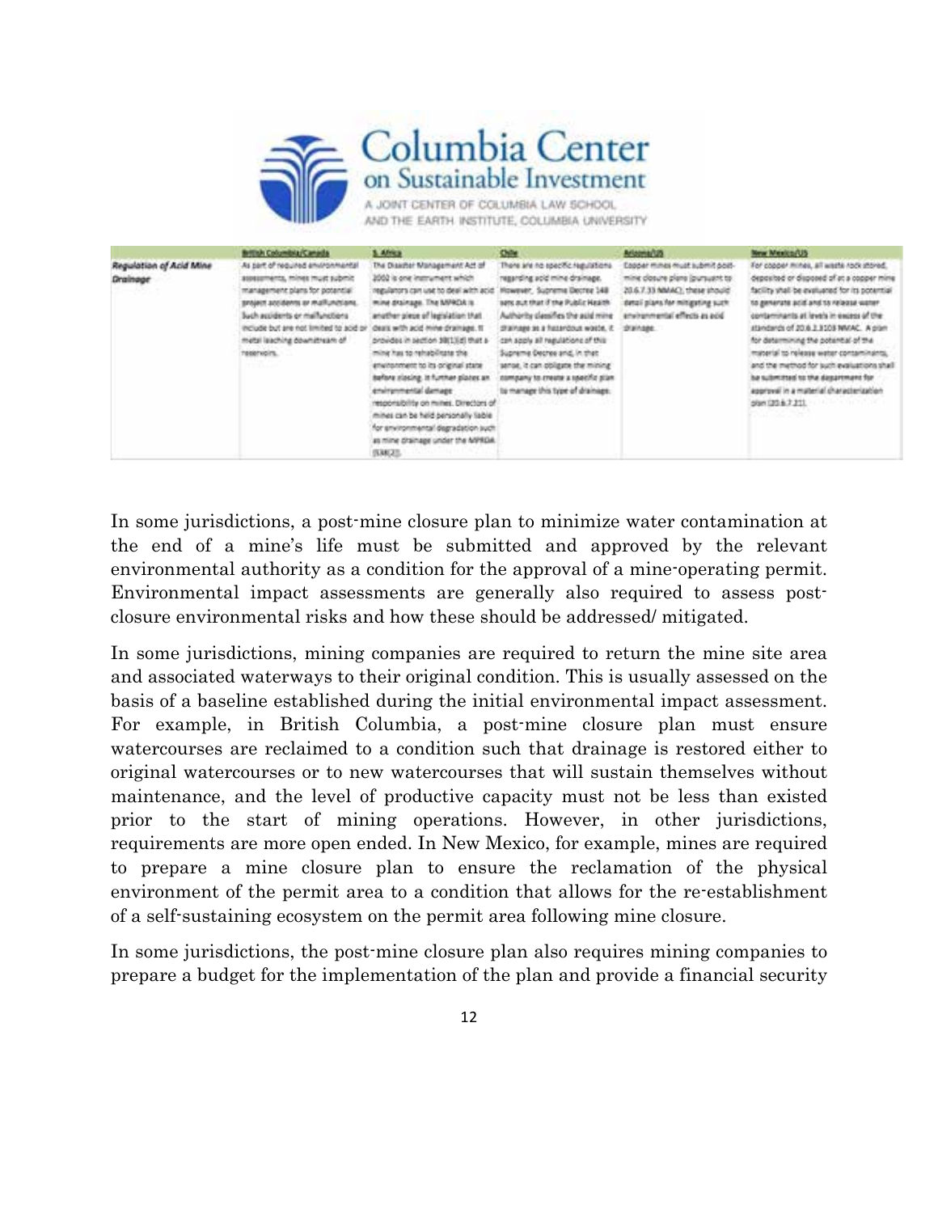| | British Columbia/Canada | S. Africa | Chile | Arizona/US | New Mexico/US |
|---|---|---|---|---|---|
| ***Regulation of Acid Mine Drainage*** | As part of required environmental assessments, mines must submit management plans for potential project accidents or malfunctions. Such accidents or malfunctions include but are not limited to acid or metal leaching downstream of reservoirs. | The Disaster Management Act of 2002 is one instrument which regulators can use to deal with acid mine drainage. The MPRDA is another piece of legislation that deals with acid mine drainage. It provides in section 38(1)(d) that a mine has to rehabilitate the environment to its original state before closing. It further places an environmental damage responsibility on mines. Directors of mines can be held personally liable for environmental degradation such as mine drainage under the MPRDA (S38(2)). | There are no specific regulations regarding acid mine drainage. However, Supreme Decree 148 sets out that if the Public Health Authority classifies the acid mine drainage as a hazardous waste, it can apply all regulations of this Supreme Decree and, in that sense, it can obligate the mining company to create a specific plan to manage this type of drainage. | Copper mines must submit post-mine closure plans (pursuant to 20.6.7.33 NMAC); these should detail plans for mitigating such environmental effects as acid drainage. | For copper mines, all waste rock stored, deposited or disposed of at a copper mine facility shall be evaluated for its potential to generate acid and to release water contaminants at levels in excess of the standards of 20.6.2.3103 NMAC. A plan for determining the potential of the material to release water contaminants, and the method for such evaluations shall be submitted to the department for approval in a material characterization plan (20.6.7.21). |

In some jurisdictions, a post-mine closure plan to minimize water contamination at the end of a mine's life must be submitted and approved by the relevant environmental authority as a condition for the approval of a mine-operating permit. Environmental impact assessments are generally also required to assess post-closure environmental risks and how these should be addressed/ mitigated.

In some jurisdictions, mining companies are required to return the mine site area and associated waterways to their original condition. This is usually assessed on the basis of a baseline established during the initial environmental impact assessment. For example, in British Columbia, a post-mine closure plan must ensure watercourses are reclaimed to a condition such that drainage is restored either to original watercourses or to new watercourses that will sustain themselves without maintenance, and the level of productive capacity must not be less than existed prior to the start of mining operations. However, in other jurisdictions, requirements are more open ended. In New Mexico, for example, mines are required to prepare a mine closure plan to ensure the reclamation of the physical environment of the permit area to a condition that allows for the re-establishment of a self-sustaining ecosystem on the permit area following mine closure.

In some jurisdictions, the post-mine closure plan also requires mining companies to prepare a budget for the implementation of the plan and provide a financial security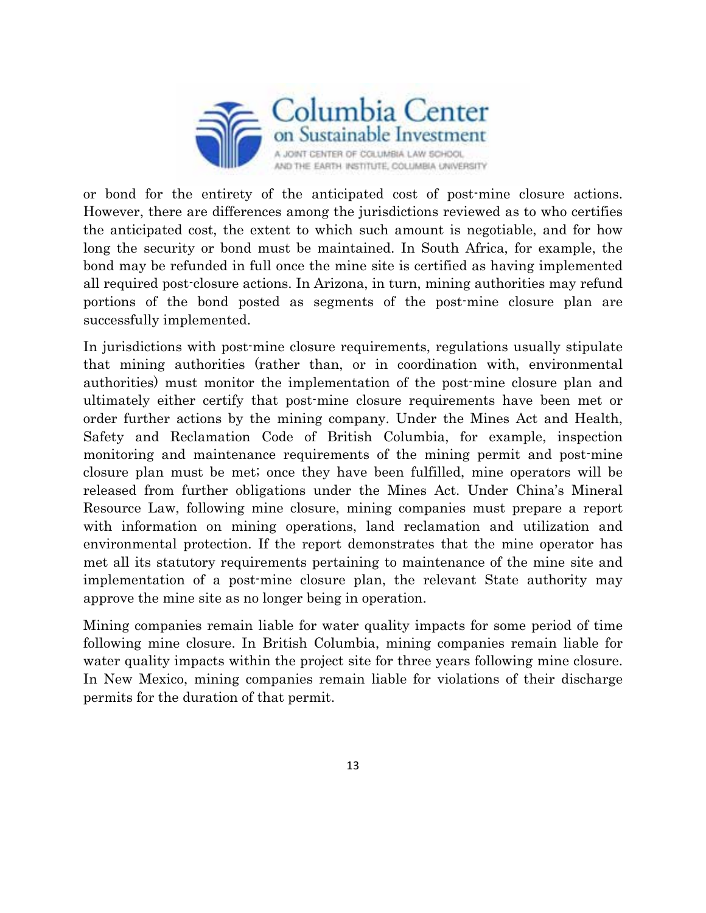or bond for the entirety of the anticipated cost of post-mine closure actions. However, there are differences among the jurisdictions reviewed as to who certifies the anticipated cost, the extent to which such amount is negotiable, and for how long the security or bond must be maintained. In South Africa, for example, the bond may be refunded in full once the mine site is certified as having implemented all required post-closure actions. In Arizona, in turn, mining authorities may refund portions of the bond posted as segments of the post-mine closure plan are successfully implemented.

In jurisdictions with post-mine closure requirements, regulations usually stipulate that mining authorities (rather than, or in coordination with, environmental authorities) must monitor the implementation of the post-mine closure plan and ultimately either certify that post-mine closure requirements have been met or order further actions by the mining company. Under the Mines Act and Health, Safety and Reclamation Code of British Columbia, for example, inspection monitoring and maintenance requirements of the mining permit and post-mine closure plan must be met; once they have been fulfilled, mine operators will be released from further obligations under the Mines Act. Under China's Mineral Resource Law, following mine closure, mining companies must prepare a report with information on mining operations, land reclamation and utilization and environmental protection. If the report demonstrates that the mine operator has met all its statutory requirements pertaining to maintenance of the mine site and implementation of a post-mine closure plan, the relevant State authority may approve the mine site as no longer being in operation.

Mining companies remain liable for water quality impacts for some period of time following mine closure. In British Columbia, mining companies remain liable for water quality impacts within the project site for three years following mine closure. In New Mexico, mining companies remain liable for violations of their discharge permits for the duration of that permit.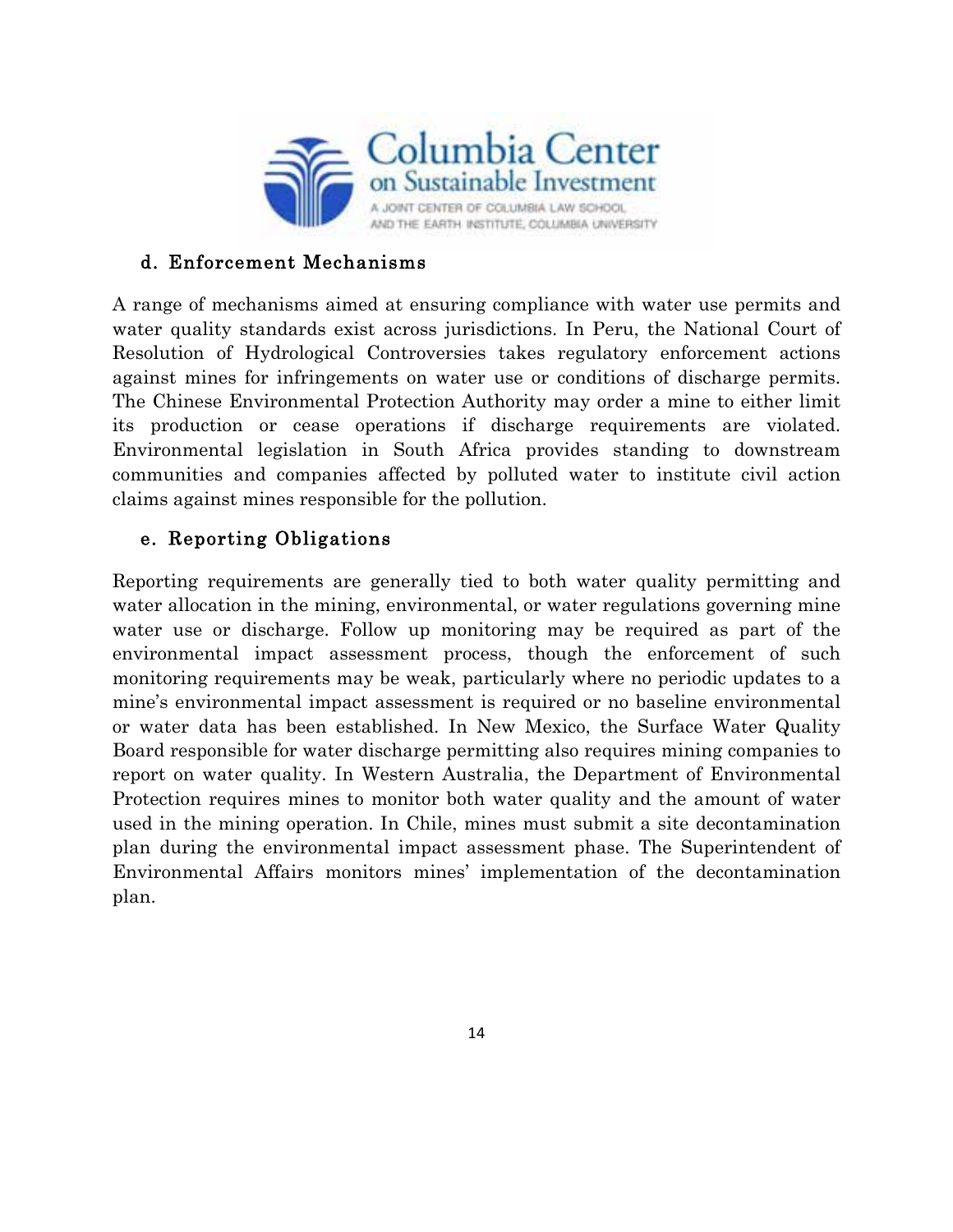### d. Enforcement Mechanisms

A range of mechanisms aimed at ensuring compliance with water use permits and water quality standards exist across jurisdictions. In Peru, the National Court of Resolution of Hydrological Controversies takes regulatory enforcement actions against mines for infringements on water use or conditions of discharge permits. The Chinese Environmental Protection Authority may order a mine to either limit its production or cease operations if discharge requirements are violated. Environmental legislation in South Africa provides standing to downstream communities and companies affected by polluted water to institute civil action claims against mines responsible for the pollution.

### e. Reporting Obligations

Reporting requirements are generally tied to both water quality permitting and water allocation in the mining, environmental, or water regulations governing mine water use or discharge. Follow up monitoring may be required as part of the environmental impact assessment process, though the enforcement of such monitoring requirements may be weak, particularly where no periodic updates to a mine's environmental impact assessment is required or no baseline environmental or water data has been established. In New Mexico, the Surface Water Quality Board responsible for water discharge permitting also requires mining companies to report on water quality. In Western Australia, the Department of Environmental Protection requires mines to monitor both water quality and the amount of water used in the mining operation. In Chile, mines must submit a site decontamination plan during the environmental impact assessment phase. The Superintendent of Environmental Affairs monitors mines' implementation of the decontamination plan.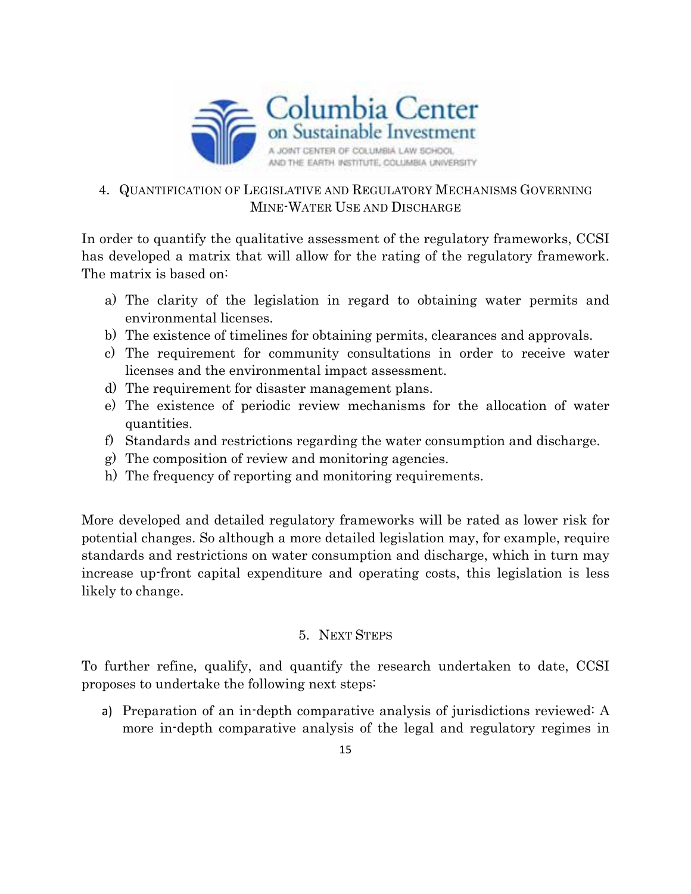## 4. Quantification of Legislative and Regulatory Mechanisms Governing Mine-Water Use and Discharge

In order to quantify the qualitative assessment of the regulatory frameworks, CCSI has developed a matrix that will allow for the rating of the regulatory framework. The matrix is based on:

a) The clarity of the legislation in regard to obtaining water permits and environmental licenses.
b) The existence of timelines for obtaining permits, clearances and approvals.
c) The requirement for community consultations in order to receive water licenses and the environmental impact assessment.
d) The requirement for disaster management plans.
e) The existence of periodic review mechanisms for the allocation of water quantities.
f) Standards and restrictions regarding the water consumption and discharge.
g) The composition of review and monitoring agencies.
h) The frequency of reporting and monitoring requirements.

More developed and detailed regulatory frameworks will be rated as lower risk for potential changes. So although a more detailed legislation may, for example, require standards and restrictions on water consumption and discharge, which in turn may increase up-front capital expenditure and operating costs, this legislation is less likely to change.

## 5. Next Steps

To further refine, qualify, and quantify the research undertaken to date, CCSI proposes to undertake the following next steps:

a) Preparation of an in-depth comparative analysis of jurisdictions reviewed: A more in-depth comparative analysis of the legal and regulatory regimes in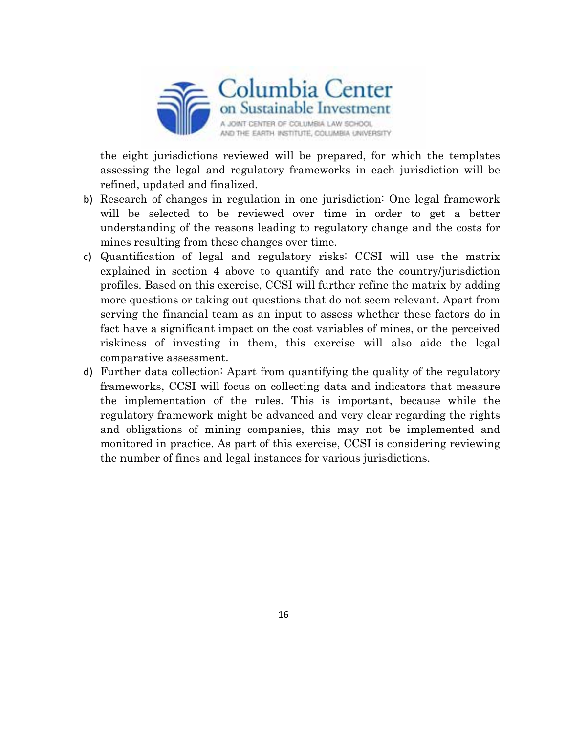the eight jurisdictions reviewed will be prepared, for which the templates assessing the legal and regulatory frameworks in each jurisdiction will be refined, updated and finalized.

b) Research of changes in regulation in one jurisdiction: One legal framework will be selected to be reviewed over time in order to get a better understanding of the reasons leading to regulatory change and the costs for mines resulting from these changes over time.
c) Quantification of legal and regulatory risks: CCSI will use the matrix explained in section 4 above to quantify and rate the country/jurisdiction profiles. Based on this exercise, CCSI will further refine the matrix by adding more questions or taking out questions that do not seem relevant. Apart from serving the financial team as an input to assess whether these factors do in fact have a significant impact on the cost variables of mines, or the perceived riskiness of investing in them, this exercise will also aide the legal comparative assessment.
d) Further data collection: Apart from quantifying the quality of the regulatory frameworks, CCSI will focus on collecting data and indicators that measure the implementation of the rules. This is important, because while the regulatory framework might be advanced and very clear regarding the rights and obligations of mining companies, this may not be implemented and monitored in practice. As part of this exercise, CCSI is considering reviewing the number of fines and legal instances for various jurisdictions.